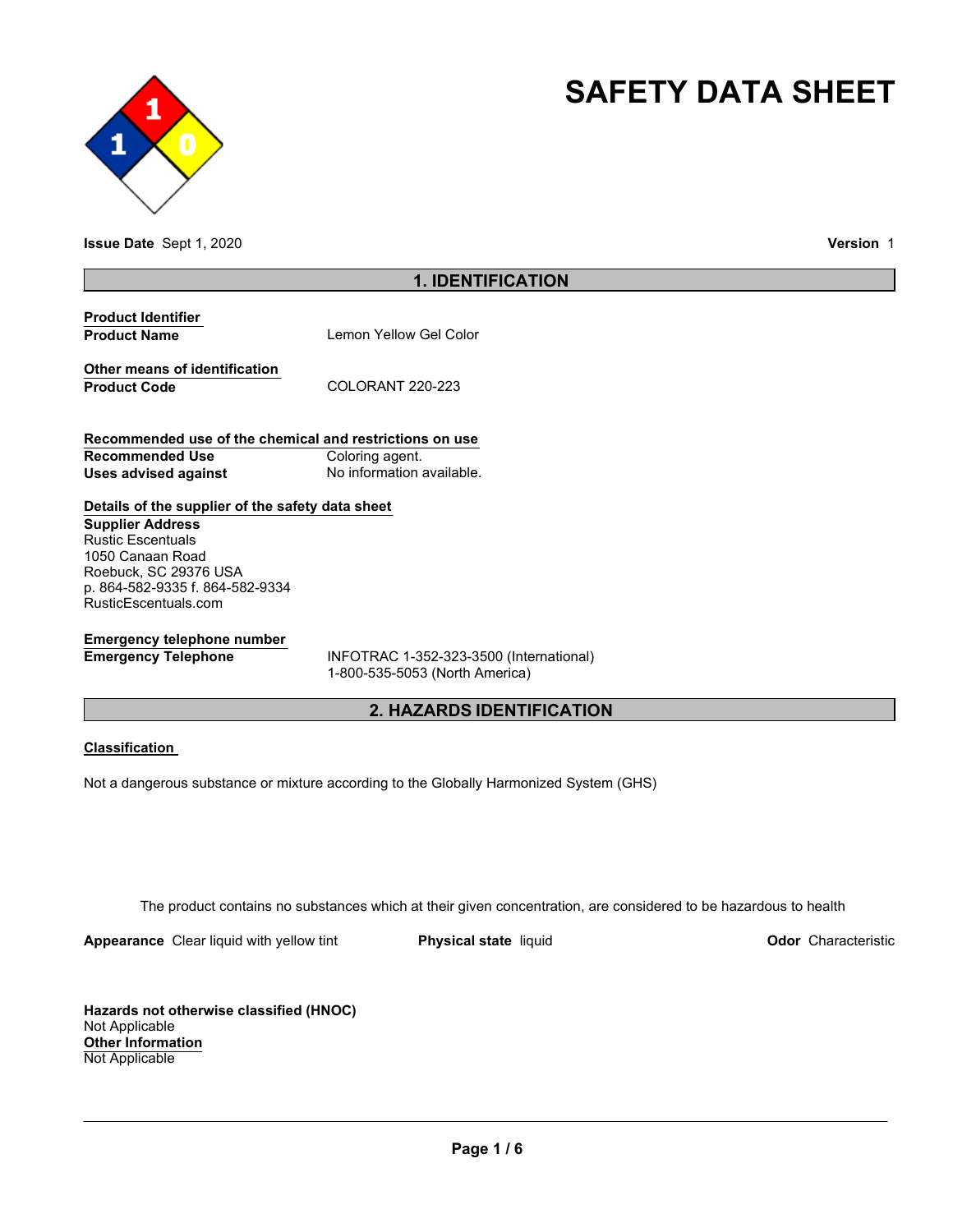# SAFETY DATA SHEET

**Issue Date** Sept 1, 2020 **Version** 1

## 1. IDENTIFICATION

**Product Identifier**

| | |
|---|---|
| **Product Name** | Lemon Yellow Gel Color |

**Other means of identification**

| | |
|---|---|
| **Product Code** | COLORANT 220-223 |

**Recommended use of the chemical and restrictions on use**

| | |
|---|---|
| **Recommended Use** | Coloring agent. |
| **Uses advised against** | No information available. |

**Details of the supplier of the safety data sheet**

**Supplier Address**
Rustic Escentuals
1050 Canaan Road
Roebuck, SC 29376 USA
p. 864-582-9335 f. 864-582-9334
RusticEscentuals.com

**Emergency telephone number**

| | |
|---|---|
| **Emergency Telephone** | INFOTRAC 1-352-323-3500 (International)<br>1-800-535-5053 (North America) |

## 2. HAZARDS IDENTIFICATION

**Classification**

Not a dangerous substance or mixture according to the Globally Harmonized System (GHS)

The product contains no substances which at their given concentration, are considered to be hazardous to health

**Appearance** Clear liquid with yellow tint **Physical state** liquid **Odor** Characteristic

**Hazards not otherwise classified (HNOC)**
Not Applicable

**Other Information**
Not Applicable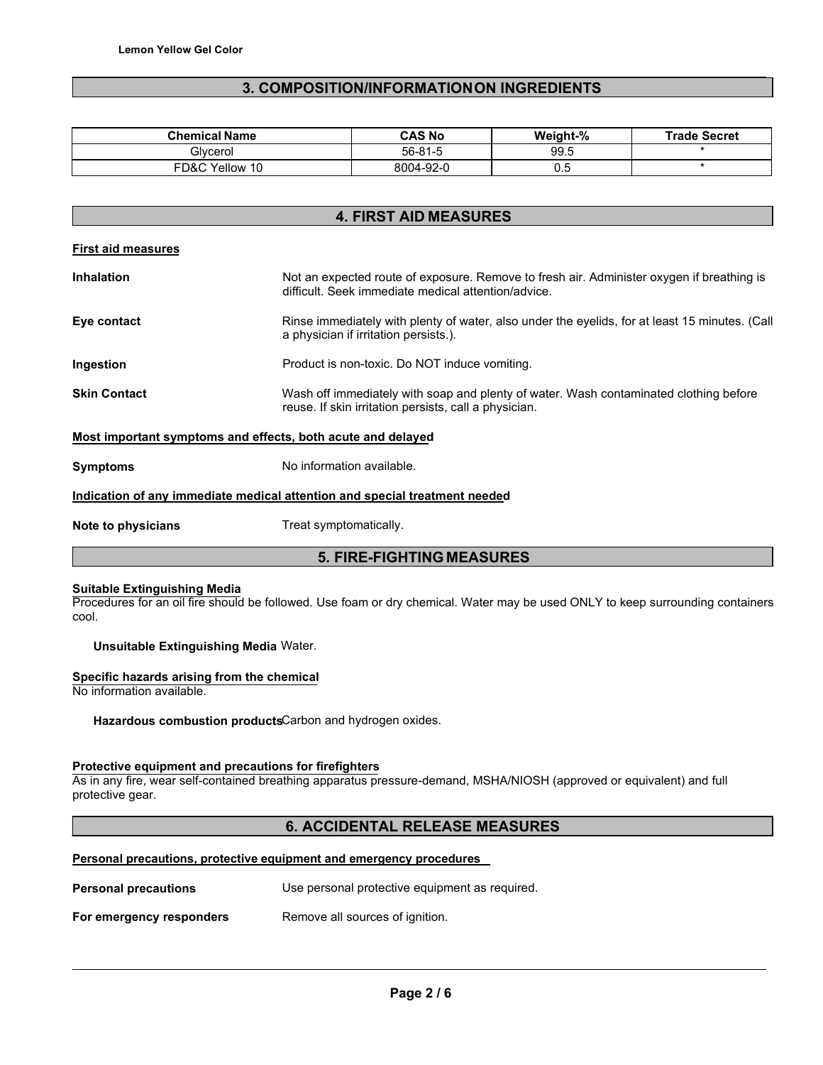## 3. COMPOSITION/INFORMATION ON INGREDIENTS

| Chemical Name | CAS No | Weight-% | Trade Secret |
|---|---|---|---|
| Glycerol | 56-81-5 | 99.5 | * |
| FD&C Yellow 10 | 8004-92-0 | 0.5 | * |

## 4. FIRST AID MEASURES

**First aid measures**

**Inhalation** Not an expected route of exposure. Remove to fresh air. Administer oxygen if breathing is difficult. Seek immediate medical attention/advice.

**Eye contact** Rinse immediately with plenty of water, also under the eyelids, for at least 15 minutes. (Call a physician if irritation persists.).

**Ingestion** Product is non-toxic. Do NOT induce vomiting.

**Skin Contact** Wash off immediately with soap and plenty of water. Wash contaminated clothing before reuse. If skin irritation persists, call a physician.

**Most important symptoms and effects, both acute and delayed**

**Symptoms** No information available.

**Indication of any immediate medical attention and special treatment needed**

**Note to physicians** Treat symptomatically.

## 5. FIRE-FIGHTING MEASURES

**Suitable Extinguishing Media**

Procedures for an oil fire should be followed. Use foam or dry chemical. Water may be used ONLY to keep surrounding containers cool.

**Unsuitable Extinguishing Media** Water.

**Specific hazards arising from the chemical**

No information available.

**Hazardous combustion products** Carbon and hydrogen oxides.

**Protective equipment and precautions for firefighters**

As in any fire, wear self-contained breathing apparatus pressure-demand, MSHA/NIOSH (approved or equivalent) and full protective gear.

## 6. ACCIDENTAL RELEASE MEASURES

**Personal precautions, protective equipment and emergency procedures**

**Personal precautions** Use personal protective equipment as required.

**For emergency responders** Remove all sources of ignition.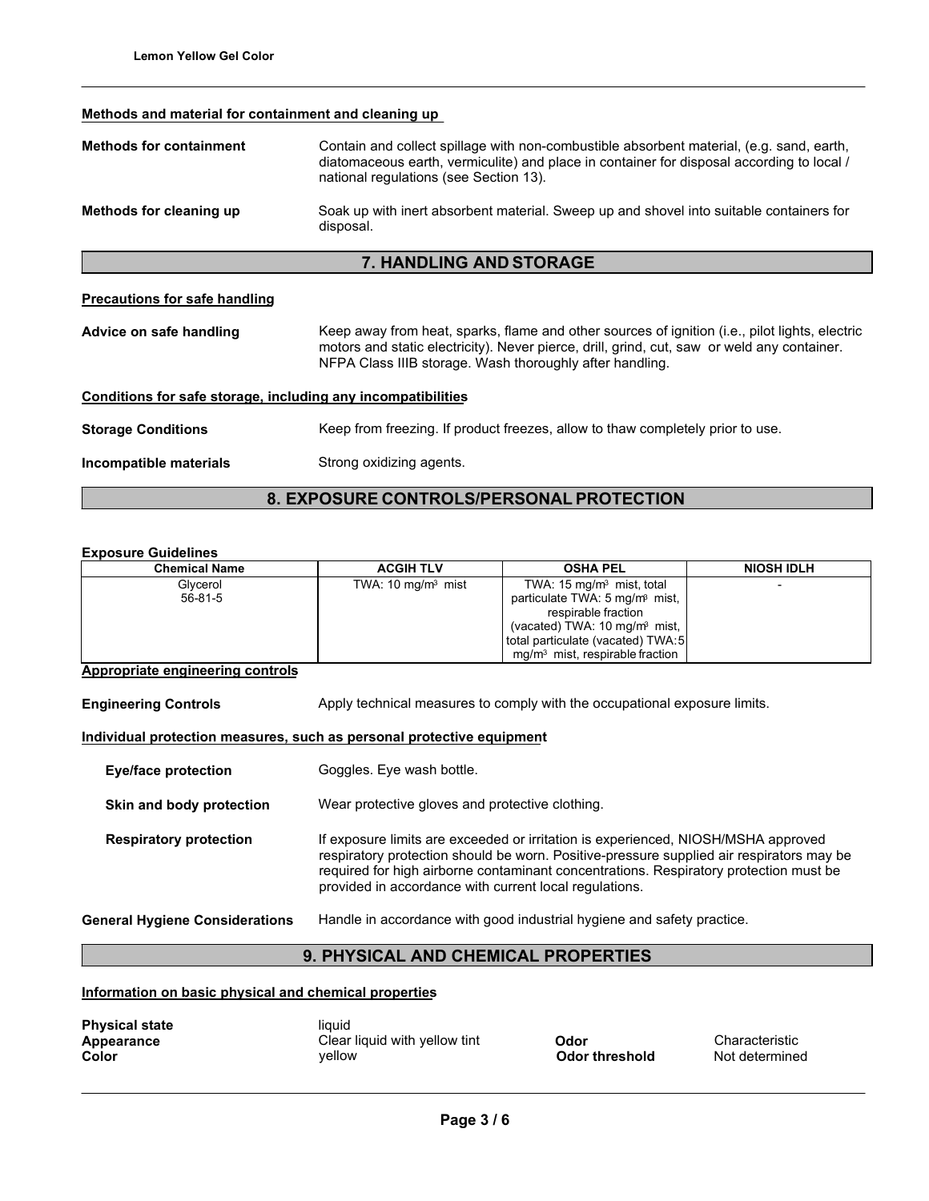#### Methods and material for containment and cleaning up

**Methods for containment** Contain and collect spillage with non-combustible absorbent material, (e.g. sand, earth, diatomaceous earth, vermiculite) and place in container for disposal according to local / national regulations (see Section 13).

**Methods for cleaning up** Soak up with inert absorbent material. Sweep up and shovel into suitable containers for disposal.

## 7. HANDLING AND STORAGE

#### Precautions for safe handling

**Advice on safe handling** Keep away from heat, sparks, flame and other sources of ignition (i.e., pilot lights, electric motors and static electricity). Never pierce, drill, grind, cut, saw or weld any container. NFPA Class IIIB storage. Wash thoroughly after handling.

#### Conditions for safe storage, including any incompatibilities

**Storage Conditions** Keep from freezing. If product freezes, allow to thaw completely prior to use.

**Incompatible materials** Strong oxidizing agents.

## 8. EXPOSURE CONTROLS/PERSONAL PROTECTION

**Exposure Guidelines**

| Chemical Name | ACGIH TLV | OSHA PEL | NIOSH IDLH |
|---|---|---|---|
| Glycerol 56-81-5 | TWA: 10 mg/m³ mist | TWA: 15 mg/m³ mist, total particulate TWA: 5 mg/m³ mist, respirable fraction (vacated) TWA: 10 mg/m³ mist, total particulate (vacated) TWA: 5 mg/m³ mist, respirable fraction | - |

#### Appropriate engineering controls

**Engineering Controls** Apply technical measures to comply with the occupational exposure limits.

#### Individual protection measures, such as personal protective equipment

**Eye/face protection** Goggles. Eye wash bottle.

**Skin and body protection** Wear protective gloves and protective clothing.

**Respiratory protection** If exposure limits are exceeded or irritation is experienced, NIOSH/MSHA approved respiratory protection should be worn. Positive-pressure supplied air respirators may be required for high airborne contaminant concentrations. Respiratory protection must be provided in accordance with current local regulations.

**General Hygiene Considerations** Handle in accordance with good industrial hygiene and safety practice.

## 9. PHYSICAL AND CHEMICAL PROPERTIES

#### Information on basic physical and chemical properties

**Physical state** liquid
**Appearance** Clear liquid with yellow tint
**Color** yellow

**Odor** Characteristic
**Odor threshold** Not determined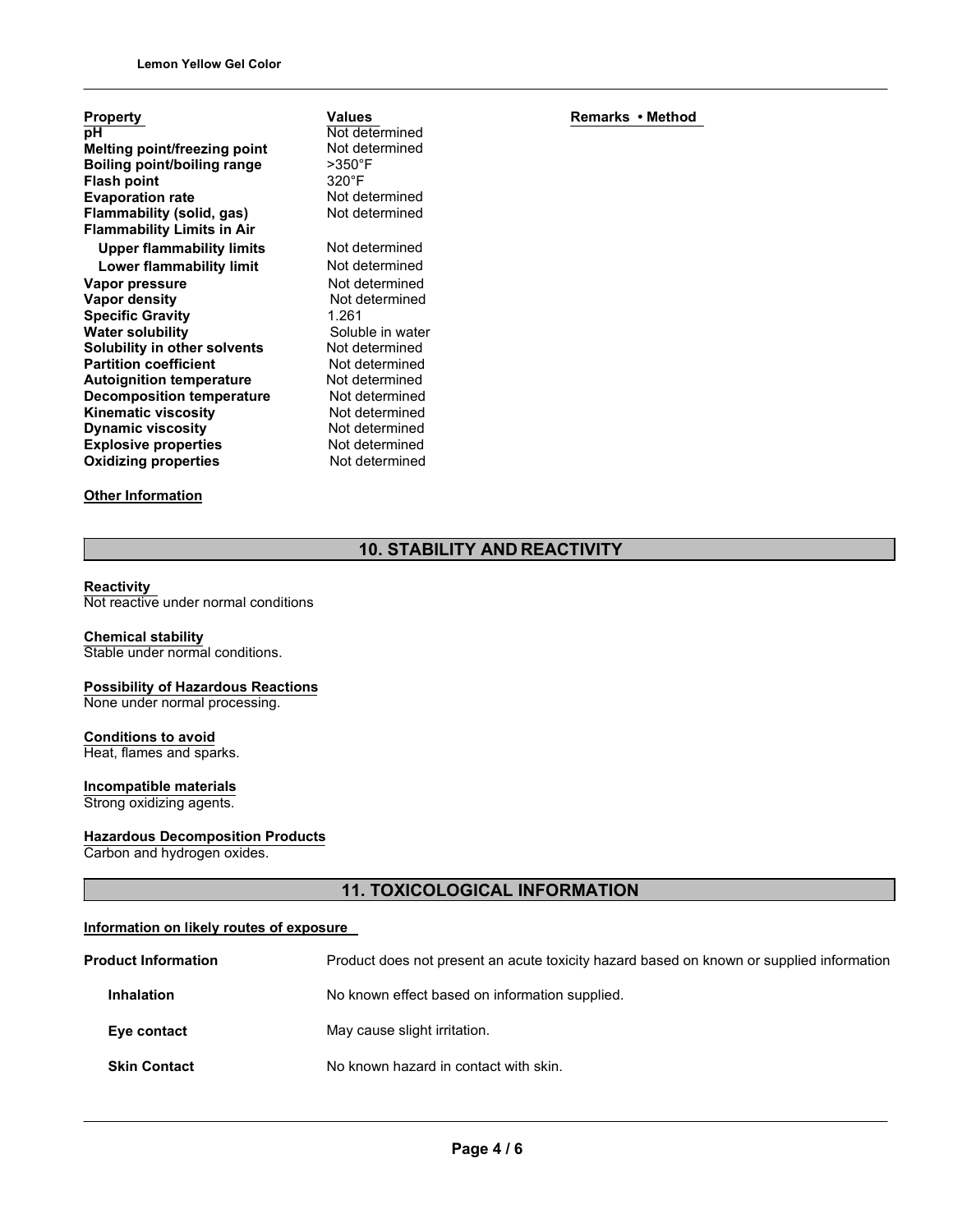| Property | Values | Remarks • Method |
| --- | --- | --- |
| **pH** | Not determined | |
| **Melting point/freezing point** | Not determined | |
| **Boiling point/boiling range** | >350°F | |
| **Flash point** | 320°F | |
| **Evaporation rate** | Not determined | |
| **Flammability (solid, gas)** | Not determined | |
| **Flammability Limits in Air** | | |
| **Upper flammability limits** | Not determined | |
| **Lower flammability limit** | Not determined | |
| **Vapor pressure** | Not determined | |
| **Vapor density** | Not determined | |
| **Specific Gravity** | 1.261 | |
| **Water solubility** | Soluble in water | |
| **Solubility in other solvents** | Not determined | |
| **Partition coefficient** | Not determined | |
| **Autoignition temperature** | Not determined | |
| **Decomposition temperature** | Not determined | |
| **Kinematic viscosity** | Not determined | |
| **Dynamic viscosity** | Not determined | |
| **Explosive properties** | Not determined | |
| **Oxidizing properties** | Not determined | |

**Other Information**

## 10. STABILITY AND REACTIVITY

**Reactivity**
Not reactive under normal conditions

**Chemical stability**
Stable under normal conditions.

**Possibility of Hazardous Reactions**
None under normal processing.

**Conditions to avoid**
Heat, flames and sparks.

**Incompatible materials**
Strong oxidizing agents.

**Hazardous Decomposition Products**
Carbon and hydrogen oxides.

## 11. TOXICOLOGICAL INFORMATION

**Information on likely routes of exposure**

**Product Information** — Product does not present an acute toxicity hazard based on known or supplied information

**Inhalation** — No known effect based on information supplied.

**Eye contact** — May cause slight irritation.

**Skin Contact** — No known hazard in contact with skin.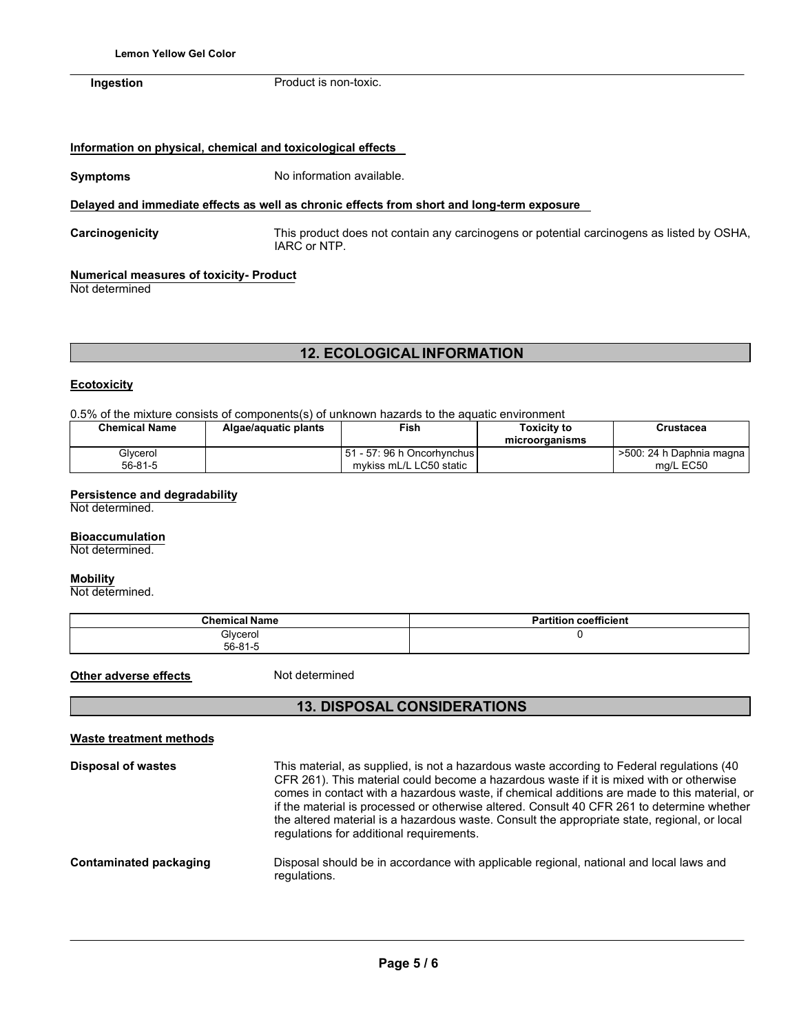| | |
|---|---|
| **Ingestion** | Product is non-toxic. |

**Information on physical, chemical and toxicological effects**

| | |
|---|---|
| **Symptoms** | No information available. |

**Delayed and immediate effects as well as chronic effects from short and long-term exposure**

| | |
|---|---|
| **Carcinogenicity** | This product does not contain any carcinogens or potential carcinogens as listed by OSHA, IARC or NTP. |

**Numerical measures of toxicity- Product**

Not determined

## 12. ECOLOGICAL INFORMATION

**Ecotoxicity**

0.5% of the mixture consists of components(s) of unknown hazards to the aquatic environment

| Chemical Name | Algae/aquatic plants | Fish | Toxicity to microorganisms | Crustacea |
|---|---|---|---|---|
| Glycerol 56-81-5 | | 51 - 57: 96 h Oncorhynchus mykiss mL/L LC50 static | | >500: 24 h Daphnia magna mg/L EC50 |

**Persistence and degradability**

Not determined.

**Bioaccumulation**

Not determined.

**Mobility**

Not determined.

| Chemical Name | Partition coefficient |
|---|---|
| Glycerol 56-81-5 | 0 |

| | |
|---|---|
| **Other adverse effects** | Not determined |

## 13. DISPOSAL CONSIDERATIONS

**Waste treatment methods**

| | |
|---|---|
| **Disposal of wastes** | This material, as supplied, is not a hazardous waste according to Federal regulations (40 CFR 261). This material could become a hazardous waste if it is mixed with or otherwise comes in contact with a hazardous waste, if chemical additions are made to this material, or if the material is processed or otherwise altered. Consult 40 CFR 261 to determine whether the altered material is a hazardous waste. Consult the appropriate state, regional, or local regulations for additional requirements. |
| **Contaminated packaging** | Disposal should be in accordance with applicable regional, national and local laws and regulations. |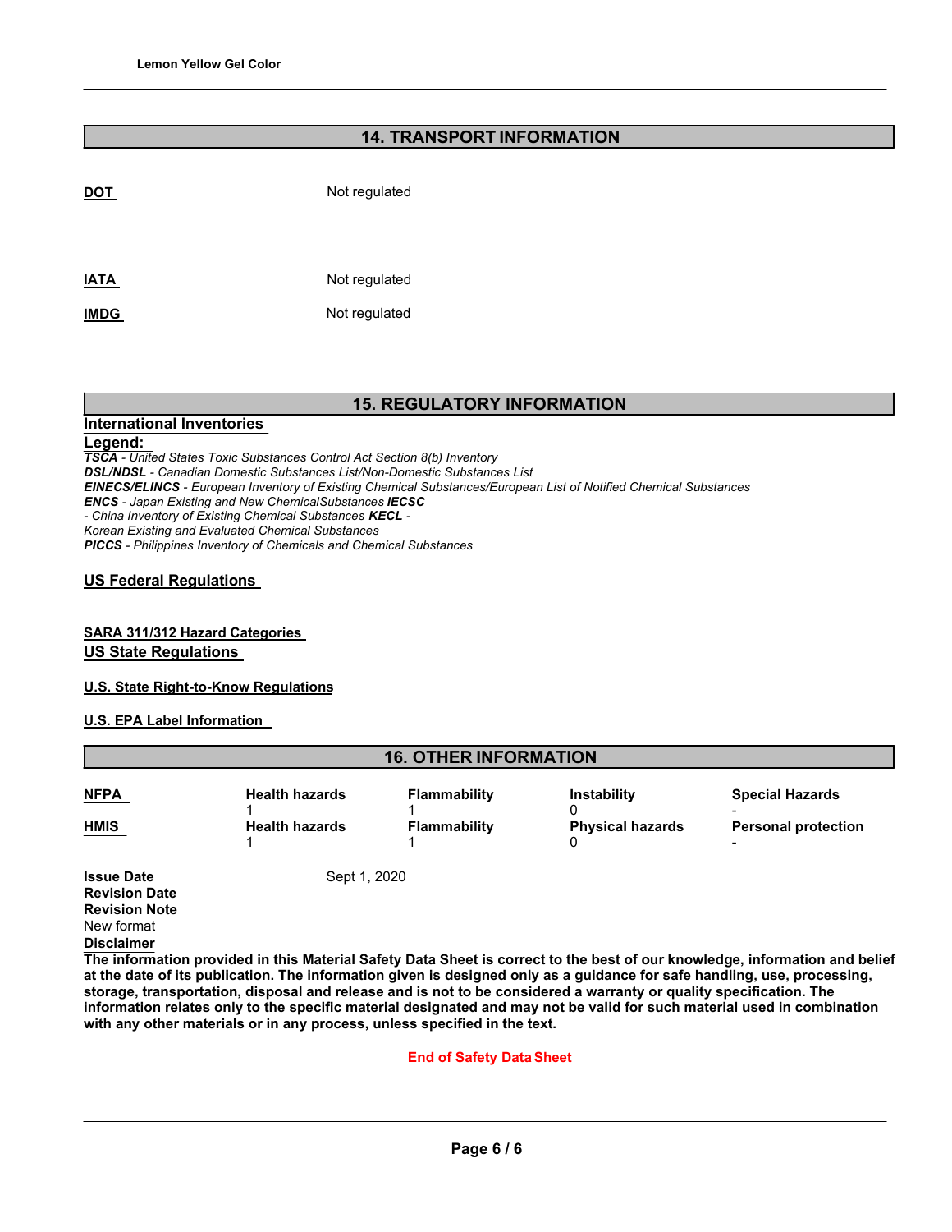## 14. TRANSPORT INFORMATION

**DOT** Not regulated

**IATA** Not regulated

**IMDG** Not regulated

## 15. REGULATORY INFORMATION

**International Inventories**

**Legend:**

***TSCA*** *- United States Toxic Substances Control Act Section 8(b) Inventory*
***DSL/NDSL*** *- Canadian Domestic Substances List/Non-Domestic Substances List*
***EINECS/ELINCS*** *- European Inventory of Existing Chemical Substances/European List of Notified Chemical Substances*
***ENCS*** *- Japan Existing and New ChemicalSubstances* ***IECSC***
*- China Inventory of Existing Chemical Substances* ***KECL*** *-*
*Korean Existing and Evaluated Chemical Substances*
***PICCS*** *- Philippines Inventory of Chemicals and Chemical Substances*

**US Federal Regulations**

**SARA 311/312 Hazard Categories**

**US State Regulations**

**U.S. State Right-to-Know Regulations**

**U.S. EPA Label Information**

## 16. OTHER INFORMATION

| | | | | |
|---|---|---|---|---|
| **NFPA** | **Health hazards** 1 | **Flammability** 1 | **Instability** 0 | **Special Hazards** - |
| **HMIS** | **Health hazards** 1 | **Flammability** 1 | **Physical hazards** 0 | **Personal protection** - |

**Issue Date** Sept 1, 2020
**Revision Date**
**Revision Note**
New format

**Disclaimer**

**The information provided in this Material Safety Data Sheet is correct to the best of our knowledge, information and belief at the date of its publication. The information given is designed only as a guidance for safe handling, use, processing, storage, transportation, disposal and release and is not to be considered a warranty or quality specification. The information relates only to the specific material designated and may not be valid for such material used in combination with any other materials or in any process, unless specified in the text.**

**End of Safety Data Sheet**